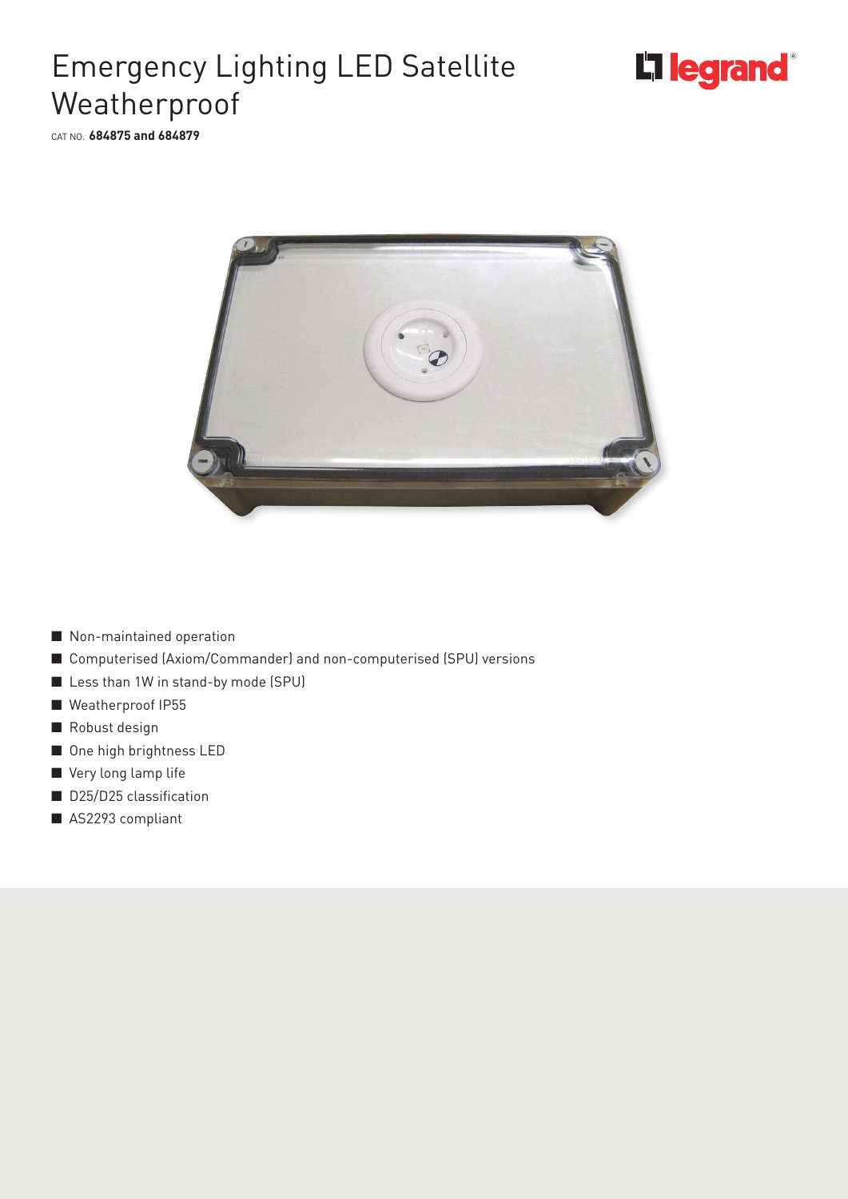# Emergency Lighting LED Satellite Weatherproof

CAT NO. **684875 and 684879**

- Non-maintained operation
- Computerised (Axiom/Commander) and non-computerised (SPU) versions
- Less than 1W in stand-by mode (SPU)
- Weatherproof IP55
- Robust design
- One high brightness LED
- Very long lamp life
- D25/D25 classification
- AS2293 compliant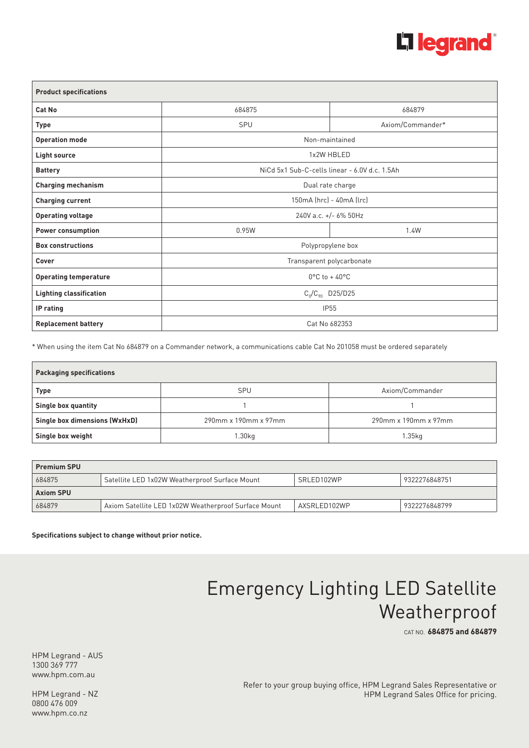| Product specifications | | |
|---|---|---|
| **Cat No** | 684875 | 684879 |
| **Type** | SPU | Axiom/Commander* |
| **Operation mode** | Non-maintained | |
| **Light source** | 1x2W HBLED | |
| **Battery** | NiCd 5x1 Sub-C-cells linear - 6.0V d.c. 1.5Ah | |
| **Charging mechanism** | Dual rate charge | |
| **Charging current** | 150mA (hrc) - 40mA (lrc) | |
| **Operating voltage** | 240V a.c. +/- 6% 50Hz | |
| **Power consumption** | 0.95W | 1.4W |
| **Box constructions** | Polypropylene box | |
| **Cover** | Transparent polycarbonate | |
| **Operating temperature** | 0°C to + 40°C | |
| **Lighting classification** | $C_0/C_{90}$ D25/D25 | |
| **IP rating** | IP55 | |
| **Replacement battery** | Cat No 682353 | |

* When using the item Cat No 684879 on a Commander network, a communications cable Cat No 201058 must be ordered separately

| Packaging specifications | | |
|---|---|---|
| **Type** | SPU | Axiom/Commander |
| **Single box quantity** | 1 | 1 |
| **Single box dimensions (WxHxD)** | 290mm x 190mm x 97mm | 290mm x 190mm x 97mm |
| **Single box weight** | 1.30kg | 1.35kg |

| **Premium SPU** | | | |
|---|---|---|---|
| 684875 | Satellite LED 1x02W Weatherproof Surface Mount | SRLED102WP | 9322276848751 |
| **Axiom SPU** | | | |
| 684879 | Axiom Satellite LED 1x02W Weatherproof Surface Mount | AXSRLED102WP | 9322276848799 |

**Specifications subject to change without prior notice.**

# Emergency Lighting LED Satellite Weatherproof

CAT NO. **684875 and 684879**

HPM Legrand - AUS
1300 369 777
www.hpm.com.au

HPM Legrand - NZ
0800 476 009
www.hpm.co.nz

Refer to your group buying office, HPM Legrand Sales Representative or HPM Legrand Sales Office for pricing.